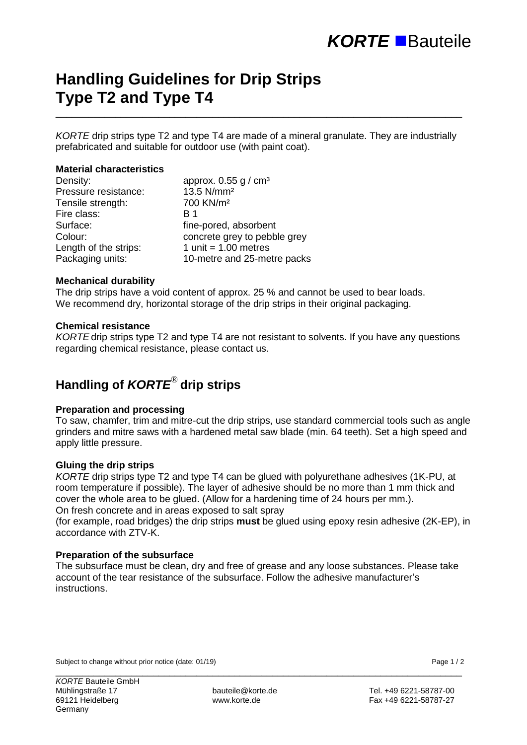# Handling Guidelines for Drip Strips Type T2 and Type T4

*KORTE* drip strips type T2 and type T4 are made of a mineral granulate. They are industrially prefabricated and suitable for outdoor use (with paint coat).

### Material characteristics

| | |
|---|---|
| Density: | approx. 0.55 g / cm³ |
| Pressure resistance: | 13.5 N/mm² |
| Tensile strength: | 700 KN/m² |
| Fire class: | B 1 |
| Surface: | fine-pored, absorbent |
| Colour: | concrete grey to pebble grey |
| Length of the strips: | 1 unit = 1.00 metres |
| Packaging units: | 10-metre and 25-metre packs |

### Mechanical durability

The drip strips have a void content of approx. 25 % and cannot be used to bear loads. We recommend dry, horizontal storage of the drip strips in their original packaging.

### Chemical resistance

*KORTE* drip strips type T2 and type T4 are not resistant to solvents. If you have any questions regarding chemical resistance, please contact us.

## Handling of *KORTE*® drip strips

### Preparation and processing

To saw, chamfer, trim and mitre-cut the drip strips, use standard commercial tools such as angle grinders and mitre saws with a hardened metal saw blade (min. 64 teeth). Set a high speed and apply little pressure.

### Gluing the drip strips

*KORTE* drip strips type T2 and type T4 can be glued with polyurethane adhesives (1K-PU, at room temperature if possible). The layer of adhesive should be no more than 1 mm thick and cover the whole area to be glued. (Allow for a hardening time of 24 hours per mm.).
On fresh concrete and in areas exposed to salt spray
(for example, road bridges) the drip strips **must** be glued using epoxy resin adhesive (2K-EP), in accordance with ZTV-K.

### Preparation of the subsurface

The subsurface must be clean, dry and free of grease and any loose substances. Please take account of the tear resistance of the subsurface. Follow the adhesive manufacturer's instructions.

Subject to change without prior notice (date: 01/19)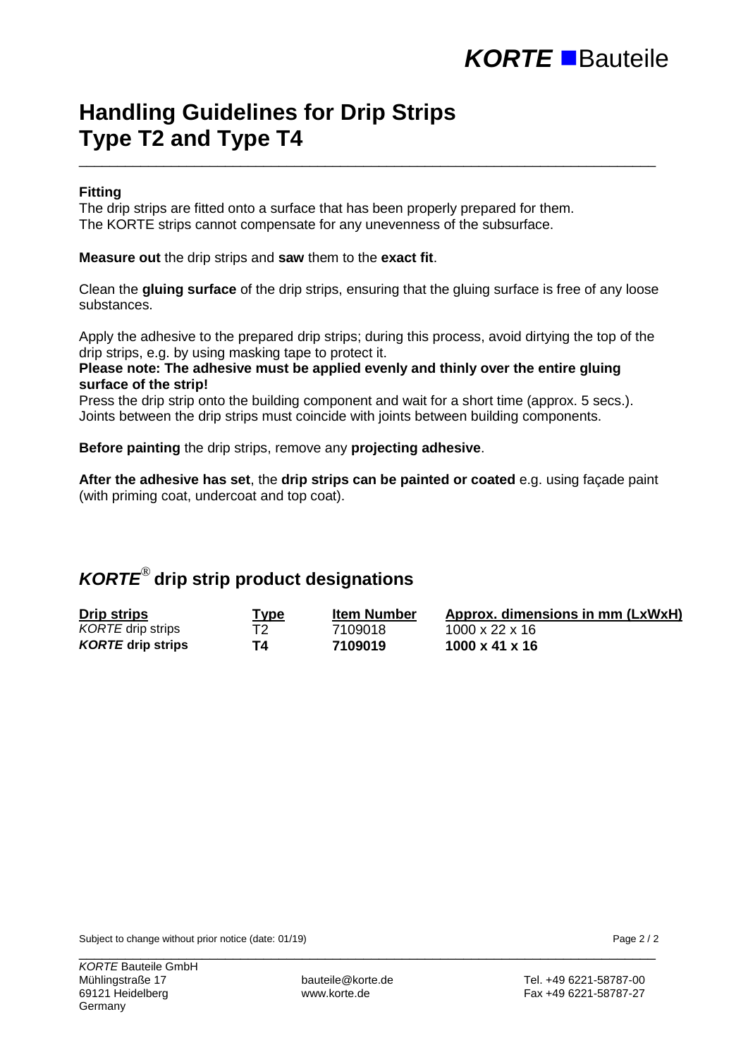# Handling Guidelines for Drip Strips Type T2 and Type T4

### Fitting

The drip strips are fitted onto a surface that has been properly prepared for them.
The KORTE strips cannot compensate for any unevenness of the subsurface.

**Measure out** the drip strips and **saw** them to the **exact fit**.

Clean the **gluing surface** of the drip strips, ensuring that the gluing surface is free of any loose substances.

Apply the adhesive to the prepared drip strips; during this process, avoid dirtying the top of the drip strips, e.g. by using masking tape to protect it.
**Please note: The adhesive must be applied evenly and thinly over the entire gluing surface of the strip!**
Press the drip strip onto the building component and wait for a short time (approx. 5 secs.).
Joints between the drip strips must coincide with joints between building components.

**Before painting** the drip strips, remove any **projecting adhesive**.

**After the adhesive has set**, the **drip strips can be painted or coated** e.g. using façade paint (with priming coat, undercoat and top coat).

## *KORTE*® drip strip product designations

| Drip strips | Type | Item Number | Approx. dimensions in mm (LxWxH) |
|---|---|---|---|
| *KORTE* drip strips | T2 | 7109018 | 1000 x 22 x 16 |
| ***KORTE* drip strips** | **T4** | **7109019** | **1000 x 41 x 16** |

Subject to change without prior notice (date: 01/19)

*KORTE* Bauteile GmbH
Mühlingstraße 17
69121 Heidelberg
Germany

bauteile@korte.de
www.korte.de

Tel. +49 6221-58787-00
Fax +49 6221-58787-27